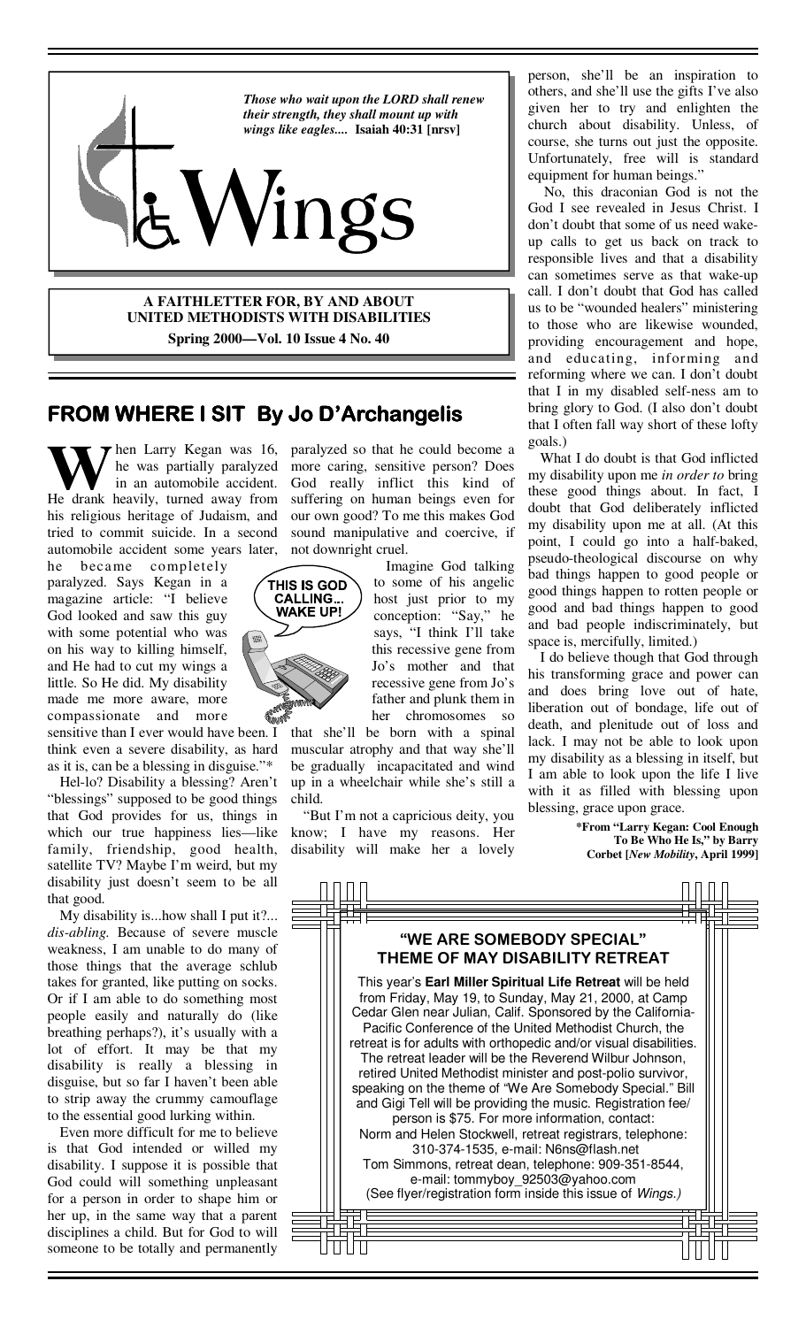*Those who wait upon the LORD shall renew their strength, they shall mount up with wings like eagles....* **Isaiah 40:31 [nrsv]**

# Wings

**A FAITHLETTER FOR, BY AND ABOUT UNITED METHODISTS WITH DISABILITIES**

**Spring 2000—Vol. 10 Issue 4 No. 40**

## FROM WHERE I SIT By Jo D'Archangelis

When Larry Kegan was 16, he was partially paralyzed in an automobile accident. He drank heavily, turned away from his religious heritage of Judaism, and tried to commit suicide. In a second automobile accident some years later, he became completely paralyzed. Says Kegan in a magazine article: "I believe God looked and saw this guy with some potential who was on his way to killing himself, and He had to cut my wings a little. So He did. My disability made me more aware, more compassionate and more sensitive than I ever would have been. I think even a severe disability, as hard as it is, can be a blessing in disguise."*

Hel-lo? Disability a blessing? Aren't "blessings" supposed to be good things that God provides for us, things in which our true happiness lies—like family, friendship, good health, satellite TV? Maybe I'm weird, but my disability just doesn't seem to be all that good.

My disability is...how shall I put it?... *dis-abling.* Because of severe muscle weakness, I am unable to do many of those things that the average schlub takes for granted, like putting on socks. Or if I am able to do something most people easily and naturally do (like breathing perhaps?), it's usually with a lot of effort. It may be that my disability is really a blessing in disguise, but so far I haven't been able to strip away the crummy camouflage to the essential good lurking within.

Even more difficult for me to believe is that God intended or willed my disability. I suppose it is possible that God could will something unpleasant for a person in order to shape him or her up, in the same way that a parent disciplines a child. But for God to will someone to be totally and permanently paralyzed so that he could become a more caring, sensitive person? Does God really inflict this kind of suffering on human beings even for our own good? To me this makes God sound manipulative and coercive, if not downright cruel.

THIS IS GOD CALLING... WAKE UP!

Imagine God talking to some of his angelic host just prior to my conception: "Say," he says, "I think I'll take this recessive gene from Jo's mother and that recessive gene from Jo's father and plunk them in her chromosomes so that she'll be born with a spinal muscular atrophy and that way she'll be gradually incapacitated and wind up in a wheelchair while she's still a child.

"But I'm not a capricious deity, you know; I have my reasons. Her disability will make her a lovely person, she'll be an inspiration to others, and she'll use the gifts I've also given her to try and enlighten the church about disability. Unless, of course, she turns out just the opposite. Unfortunately, free will is standard equipment for human beings."

No, this draconian God is not the God I see revealed in Jesus Christ. I don't doubt that some of us need wake-up calls to get us back on track to responsible lives and that a disability can sometimes serve as that wake-up call. I don't doubt that God has called us to be "wounded healers" ministering to those who are likewise wounded, providing encouragement and hope, and educating, informing and reforming where we can. I don't doubt that I in my disabled self-ness am to bring glory to God. (I also don't doubt that I often fall way short of these lofty goals.)

What I do doubt is that God inflicted my disability upon me *in order to* bring these good things about. In fact, I doubt that God deliberately inflicted my disability upon me at all. (At this point, I could go into a half-baked, pseudo-theological discourse on why bad things happen to good people or good things happen to rotten people or good and bad things happen to good and bad people indiscriminately, but space is, mercifully, limited.)

I do believe though that God through his transforming grace and power can and does bring love out of hate, liberation out of bondage, life out of death, and plenitude out of loss and lack. I may not be able to look upon my disability as a blessing in itself, but I am able to look upon the life I live with it as filled with blessing upon blessing, grace upon grace.

**\*From "Larry Kegan: Cool Enough To Be Who He Is," by Barry Corbet [*New Mobility*, April 1999]**

## "WE ARE SOMEBODY SPECIAL" THEME OF MAY DISABILITY RETREAT

This year's **Earl Miller Spiritual Life Retreat** will be held from Friday, May 19, to Sunday, May 21, 2000, at Camp Cedar Glen near Julian, Calif. Sponsored by the California-Pacific Conference of the United Methodist Church, the retreat is for adults with orthopedic and/or visual disabilities. The retreat leader will be the Reverend Wilbur Johnson, retired United Methodist minister and post-polio survivor, speaking on the theme of "We Are Somebody Special." Bill and Gigi Tell will be providing the music. Registration fee/person is $75. For more information, contact:
Norm and Helen Stockwell, retreat registrars, telephone: 310-374-1535, e-mail: N6ns@flash.net
Tom Simmons, retreat dean, telephone: 909-351-8544, e-mail: tommyboy_92503@yahoo.com
(See flyer/registration form inside this issue of *Wings.)*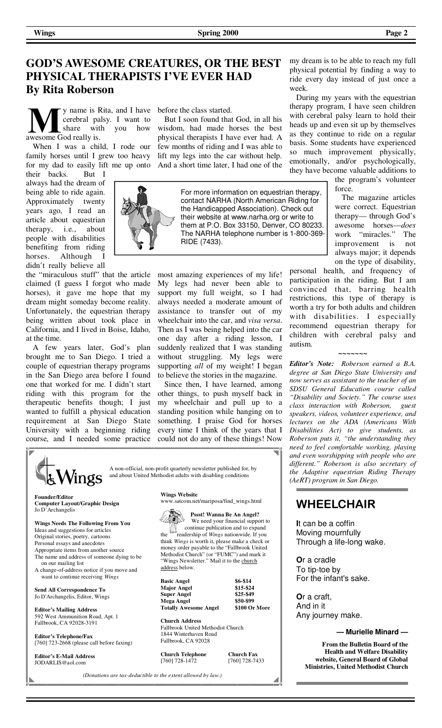## GOD'S AWESOME CREATURES, OR THE BEST PHYSICAL THERAPISTS I'VE EVER HAD

### By Rita Roberson

My name is Rita, and I have cerebral palsy. I want to share with you how awesome God really is.

When I was a child, I rode our family horses until I grew too heavy for my dad to easily lift me up onto their backs. But I always had the dream of being able to ride again. Approximately twenty years ago, I read an article about equestrian therapy, i.e., about people with disabilities benefiting from riding horses. Although I didn't really believe all the "miraculous stuff" that the article claimed (I guess I forgot who made horses), it gave me hope that my dream might someday become reality. Unfortunately, the equestrian therapy being written about took place in California, and I lived in Boise, Idaho, at the time.

A few years later, God's plan brought me to San Diego. I tried a couple of equestrian therapy programs in the San Diego area before I found one that worked for me. I didn't start riding with this program for the therapeutic benefits though; I just wanted to fulfill a physical education requirement at San Diego State University with a beginning riding course, and I needed some practice before the class started.

But I soon found that God, in all his wisdom, had made horses the best physical therapists I have ever had. A few months of riding and I was able to lift my legs into the car without help. And a short time later, I had one of the most amazing experiences of my life! My legs had never been able to support my full weight, so I had always needed a moderate amount of assistance to transfer out of my wheelchair into the car, and *visa versa*. Then as I was being helped into the car one day after a riding lesson, I suddenly realized that I was standing without struggling. My legs were supporting *all* of my weight! I began to believe the stories in the magazine.

Since then, I have learned, among other things, to push myself back in my wheelchair and pull up to a standing position while hanging on to something. I praise God for horses every time I think of the years that I could not do any of these things! Now my dream is to be able to reach my full physical potential by finding a way to ride every day instead of just once a week.

During my years with the equestrian therapy program, I have seen children with cerebral palsy learn to hold their heads up and even sit up by themselves as they continue to ride on a regular basis. Some students have experienced so much improvement physically, emotionally, and/or psychologically, they have become valuable additions to the program's volunteer force.

The magazine articles were correct. Equestrian therapy— through God's awesome horses—*does* work "miracles." The improvement is not always major; it depends on the type of disability, personal health, and frequency of participation in the riding. But I am convinced that, barring health restrictions, this type of therapy is worth a try for both adults and children with disabilities. I especially recommend equestrian therapy for children with cerebral palsy and autism.

> For more information on equestrian therapy, contact NARHA (North American Riding for the Handicapped Association). Check out their website at www.narha.org or write to them at P.O. Box 33150, Denver, CO 80233. The NARHA telephone number is 1-800-369-RIDE (7433).

~~~~~~~

***Editor's Note:*** *Roberson earned a B.A. degree at San Diego State University and now serves as assistant to the teacher of an SDSU General Education course called "Disability and Society." The course uses class interaction with Roberson, guest speakers, videos, volunteer experience, and lectures on the ADA (Americans With Disabilities Act) to give students, as Roberson puts it, "the understanding they need to feel comfortable working, playing and even worshipping with people who are different." Roberson is also secretary of the Adaptive equestrian Riding Therapy (AeRT) program in San Diego.*

## WHEELCHAIR

**I**t can be a coffin
Moving mournfully
Through a life-long wake.

**O**r a cradle
To tip-toe by
For the infant's sake.

**O**r a craft,
And in it
Any journey make.

**— Murielle Minard —**

**From the Bulletin Board of the Health and Welfare Disability website, General Board of Global Ministries, United Methodist Church**

---

**Wings**

A non-official, non-profit quarterly newsletter published for, by and about United Methodist adults with disabling conditions

**Founder/Editor**
**Computer Layout/Graphic Design**
Jo D'Archangelis

**Wings Needs The Following From You**
- Ideas and suggestions for articles
- Original stories, poetry, cartoons
- Personal essays and anecdotes
- Appropriate items from another source
- The name and address of someone dying to be on our mailing list
- A change-of-address notice if you move and want to continue receiving *Wings*

**Send All Correspondence To**
Jo D'Archangelis, Editor, Wings

**Editor's Mailing Address**
592 West Ammunition Road, Apt. 1
Fallbrook, CA 92028-3191

**Editor's Telephone/Fax**
[760] 723-2668 (please call before faxing)

**Editor's E-Mail Address**
JODARLIS@aol.com

**Wings Website**
www.satcom.net/mariposa/find_wings.html

**Pssst! Wanna Be An Angel?**
We need your financial support to continue publication and to expand the readership of *Wings* nationwide. If you think *Wings* is worth it, please make a check or money order payable to the "Fallbrook United Methodist Church" (or "FUMC") and mark it "Wings Newsletter." Mail it to the church address below.

| | |
|---|---|
| **Basic Angel** | **$6-$14** |
| **Major Angel** | **$15-$24** |
| **Super Angel** | **$25-$49** |
| **Mega Angel** | **$50-$99** |
| **Totally Awesome Angel** | **$100 Or More** |

**Church Address**
Fallbrook United Methodist Church
1844 Winterhaven Road
Fallbrook, CA 92028

**Church Telephone**
[760] 728-1472

**Church Fax**
[760] 728-7433

*(Donations are tax-deductible to the extent allowed by law.)*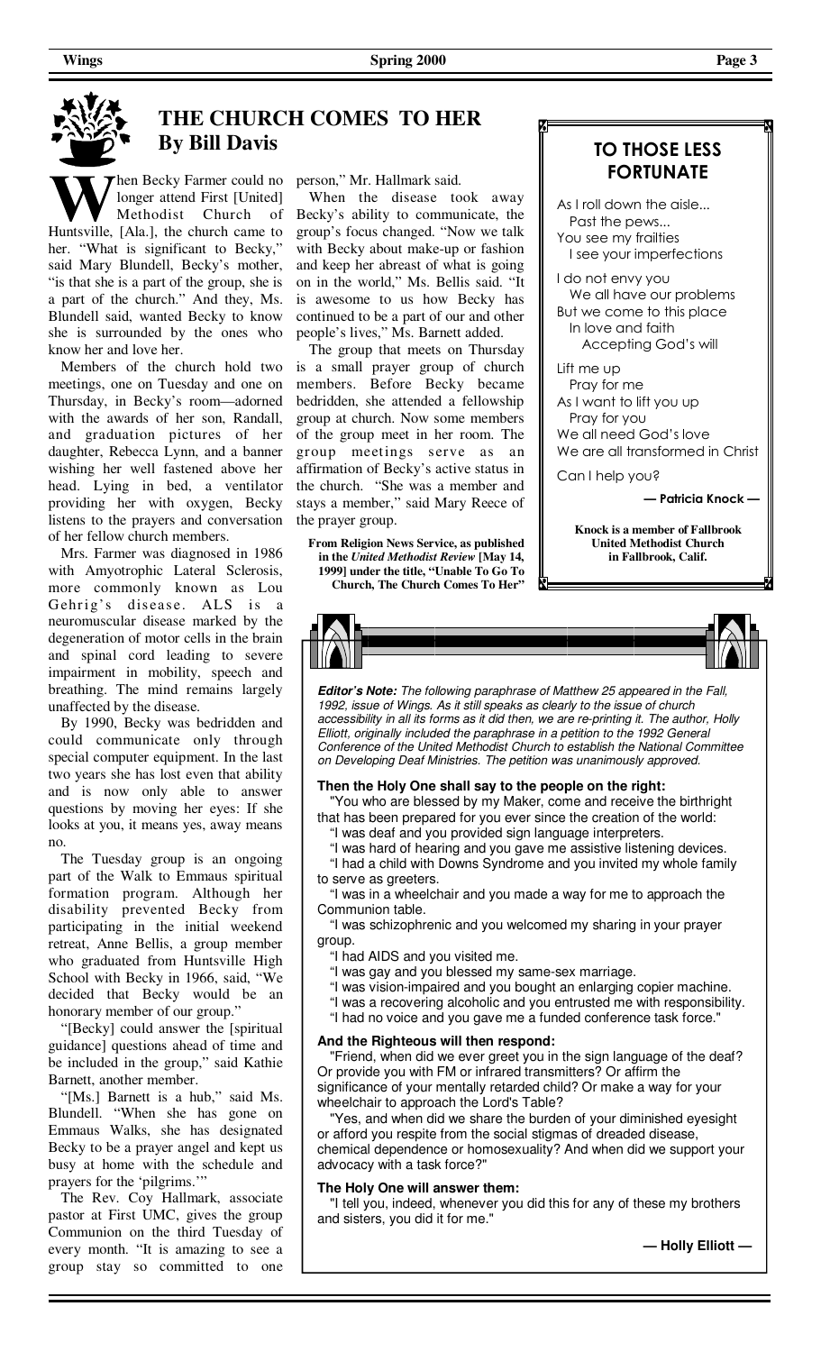## THE CHURCH COMES TO HER
### By Bill Davis

When Becky Farmer could no longer attend First [United] Methodist Church of Huntsville, [Ala.], the church came to her. "What is significant to Becky," said Mary Blundell, Becky's mother, "is that she is a part of the group, she is a part of the church." And they, Ms. Blundell said, wanted Becky to know she is surrounded by the ones who know her and love her.

Members of the church hold two meetings, one on Tuesday and one on Thursday, in Becky's room—adorned with the awards of her son, Randall, and graduation pictures of her daughter, Rebecca Lynn, and a banner wishing her well fastened above her head. Lying in bed, a ventilator providing her with oxygen, Becky listens to the prayers and conversation of her fellow church members.

Mrs. Farmer was diagnosed in 1986 with Amyotrophic Lateral Sclerosis, more commonly known as Lou Gehrig's disease. ALS is a neuromuscular disease marked by the degeneration of motor cells in the brain and spinal cord leading to severe impairment in mobility, speech and breathing. The mind remains largely unaffected by the disease.

By 1990, Becky was bedridden and could communicate only through special computer equipment. In the last two years she has lost even that ability and is now only able to answer questions by moving her eyes: If she looks at you, it means yes, away means no.

The Tuesday group is an ongoing part of the Walk to Emmaus spiritual formation program. Although her disability prevented Becky from participating in the initial weekend retreat, Anne Bellis, a group member who graduated from Huntsville High School with Becky in 1966, said, "We decided that Becky would be an honorary member of our group."

"[Becky] could answer the [spiritual guidance] questions ahead of time and be included in the group," said Kathie Barnett, another member.

"[Ms.] Barnett is a hub," said Ms. Blundell. "When she has gone on Emmaus Walks, she has designated Becky to be a prayer angel and kept us busy at home with the schedule and prayers for the 'pilgrims.'"

The Rev. Coy Hallmark, associate pastor at First UMC, gives the group Communion on the third Tuesday of every month. "It is amazing to see a group stay so committed to one person," Mr. Hallmark said.

When the disease took away Becky's ability to communicate, the group's focus changed. "Now we talk with Becky about make-up or fashion and keep her abreast of what is going on in the world," Ms. Bellis said. "It is awesome to us how Becky has continued to be a part of our and other people's lives," Ms. Barnett added.

The group that meets on Thursday is a small prayer group of church members. Before Becky became bedridden, she attended a fellowship group at church. Now some members of the group meet in her room. The group meetings serve as an affirmation of Becky's active status in the church. "She was a member and stays a member," said Mary Reece of the prayer group.

**From Religion News Service, as published in the *United Methodist Review* [May 14, 1999] under the title, "Unable To Go To Church, The Church Comes To Her"**

## TO THOSE LESS FORTUNATE

As I roll down the aisle...
Past the pews...
You see my frailties
I see your imperfections

I do not envy you
We all have our problems
But we come to this place
In love and faith
Accepting God's will

Lift me up
Pray for me
As I want to lift you up
Pray for you
We all need God's love
We are all transformed in Christ

Can I help you?

**— Patricia Knock —**

**Knock is a member of Fallbrook United Methodist Church in Fallbrook, Calif.**

***Editor's Note:*** *The following paraphrase of Matthew 25 appeared in the Fall, 1992, issue of Wings. As it still speaks as clearly to the issue of church accessibility in all its forms as it did then, we are re-printing it. The author, Holly Elliott, originally included the paraphrase in a petition to the 1992 General Conference of the United Methodist Church to establish the National Committee on Developing Deaf Ministries. The petition was unanimously approved.*

**Then the Holy One shall say to the people on the right:**

"You who are blessed by my Maker, come and receive the birthright that has been prepared for you ever since the creation of the world:

"I was deaf and you provided sign language interpreters.

"I was hard of hearing and you gave me assistive listening devices.

"I had a child with Downs Syndrome and you invited my whole family to serve as greeters.

"I was in a wheelchair and you made a way for me to approach the Communion table.

"I was schizophrenic and you welcomed my sharing in your prayer group.

"I had AIDS and you visited me.

"I was gay and you blessed my same-sex marriage.

"I was vision-impaired and you bought an enlarging copier machine.

"I was a recovering alcoholic and you entrusted me with responsibility.

"I had no voice and you gave me a funded conference task force."

**And the Righteous will then respond:**

"Friend, when did we ever greet you in the sign language of the deaf? Or provide you with FM or infrared transmitters? Or affirm the significance of your mentally retarded child? Or make a way for your wheelchair to approach the Lord's Table?

"Yes, and when did we share the burden of your diminished eyesight or afford you respite from the social stigmas of dreaded disease, chemical dependence or homosexuality? And when did we support your advocacy with a task force?"

**The Holy One will answer them:**

"I tell you, indeed, whenever you did this for any of these my brothers and sisters, you did it for me."

**— Holly Elliott —**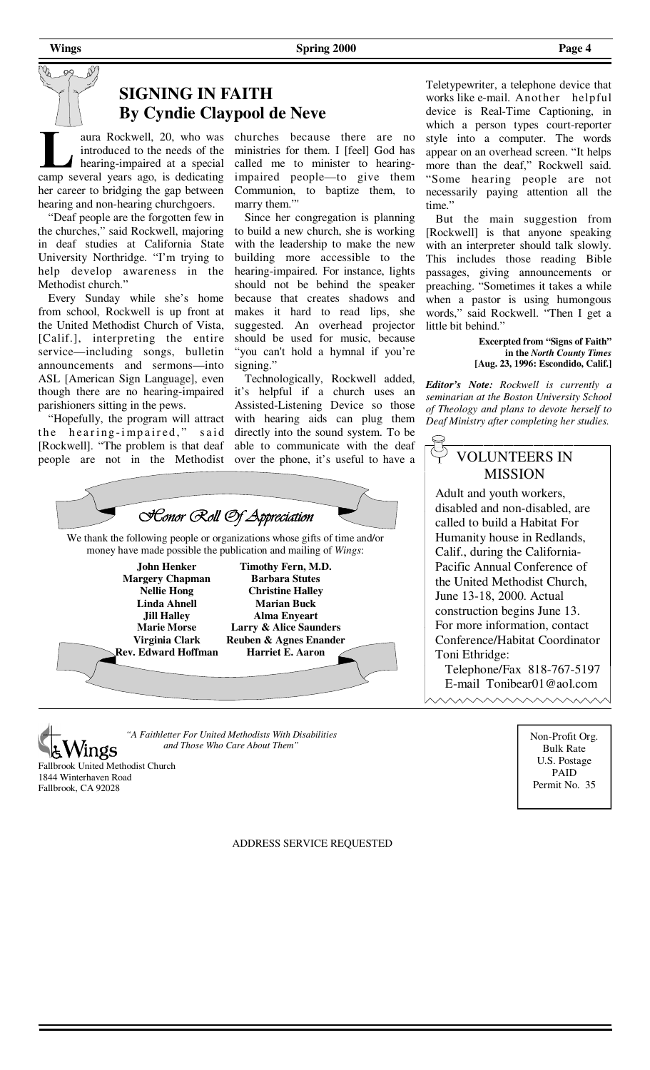## SIGNING IN FAITH
## By Cyndie Claypool de Neve

Laura Rockwell, 20, who was introduced to the needs of the hearing-impaired at a special camp several years ago, is dedicating her career to bridging the gap between hearing and non-hearing churchgoers.

"Deaf people are the forgotten few in the churches," said Rockwell, majoring in deaf studies at California State University Northridge. "I'm trying to help develop awareness in the Methodist church."

Every Sunday while she's home from school, Rockwell is up front at the United Methodist Church of Vista, [Calif.], interpreting the entire service—including songs, bulletin announcements and sermons—into ASL [American Sign Language], even though there are no hearing-impaired parishioners sitting in the pews.

"Hopefully, the program will attract the hearing-impaired," said [Rockwell]. "The problem is that deaf people are not in the Methodist churches because there are no ministries for them. I [feel] God has called me to minister to hearing-impaired people—to give them Communion, to baptize them, to marry them."'

Since her congregation is planning to build a new church, she is working with the leadership to make the new building more accessible to the hearing-impaired. For instance, lights should not be behind the speaker because that creates shadows and makes it hard to read lips, she suggested. An overhead projector should be used for music, because "you can't hold a hymnal if you're signing."

Technologically, Rockwell added, it's helpful if a church uses an Assisted-Listening Device so those with hearing aids can plug them directly into the sound system. To be able to communicate with the deaf over the phone, it's useful to have a Teletypewriter, a telephone device that works like e-mail. Another helpful device is Real-Time Captioning, in which a person types court-reporter style into a computer. The words appear on an overhead screen. "It helps more than the deaf," Rockwell said. "Some hearing people are not necessarily paying attention all the time."

But the main suggestion from [Rockwell] is that anyone speaking with an interpreter should talk slowly. This includes those reading Bible passages, giving announcements or preaching. "Sometimes it takes a while when a pastor is using humongous words," said Rockwell. "Then I get a little bit behind."

**Excerpted from "Signs of Faith" in the *North County Times* [Aug. 23, 1996: Escondido, Calif.]**

***Editor's Note:** Rockwell is currently a seminarian at the Boston University School of Theology and plans to devote herself to Deaf Ministry after completing her studies.*

## VOLUNTEERS IN MISSION

Adult and youth workers, disabled and non-disabled, are called to build a Habitat For Humanity house in Redlands, Calif., during the California-Pacific Annual Conference of the United Methodist Church, June 13-18, 2000. Actual construction begins June 13. For more information, contact Conference/Habitat Coordinator Toni Ethridge:

Telephone/Fax 818-767-5197
E-mail Tonibear01@aol.com

## *Honor Roll Of Appreciation*

We thank the following people or organizations whose gifts of time and/or money have made possible the publication and mailing of *Wings*:

| | |
|---|---|
| **John Henker** | **Timothy Fern, M.D.** |
| **Margery Chapman** | **Barbara Stutes** |
| **Nellie Hong** | **Christine Halley** |
| **Linda Ahnell** | **Marian Buck** |
| **Jill Halley** | **Alma Enyeart** |
| **Marie Morse** | **Larry & Alice Saunders** |
| **Virginia Clark** | **Reuben & Agnes Enander** |
| **Rev. Edward Hoffman** | **Harriet E. Aaron** |

Wings

*"A Faithletter For United Methodists With Disabilities and Those Who Care About Them"*

Fallbrook United Methodist Church
1844 Winterhaven Road
Fallbrook, CA 92028

Non-Profit Org.
Bulk Rate
U.S. Postage
PAID
Permit No. 35

ADDRESS SERVICE REQUESTED